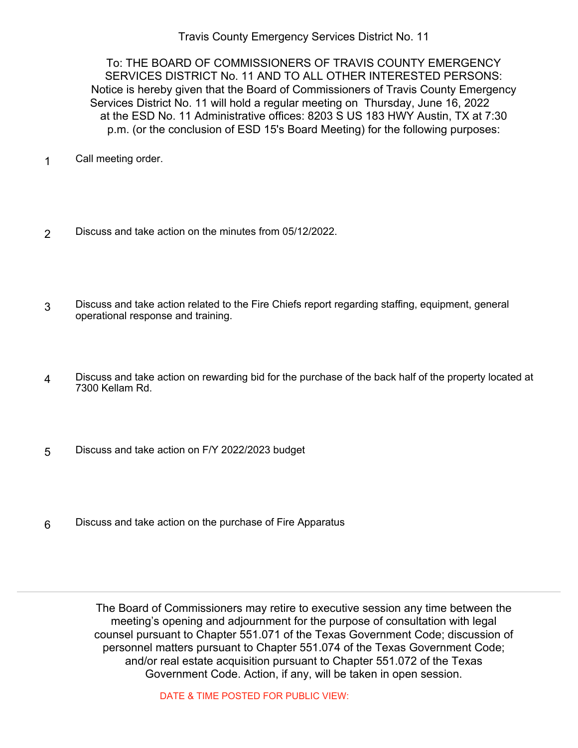Travis County Emergency Services District No. 11

To: THE BOARD OF COMMISSIONERS OF TRAVIS COUNTY EMERGENCY SERVICES DISTRICT No. 11 AND TO ALL OTHER INTERESTED PERSONS: Notice is hereby given that the Board of Commissioners of Travis County Emergency Services District No. 11 will hold a regular meeting on Thursday, June 16, 2022 at the ESD No. 11 Administrative offices: 8203 S US 183 HWY Austin, TX at 7:30 p.m. (or the conclusion of ESD 15's Board Meeting) for the following purposes:

1. Call meeting order.

2. Discuss and take action on the minutes from 05/12/2022.

3. Discuss and take action related to the Fire Chiefs report regarding staffing, equipment, general operational response and training.

4. Discuss and take action on rewarding bid for the purchase of the back half of the property located at 7300 Kellam Rd.

5. Discuss and take action on F/Y 2022/2023 budget

6. Discuss and take action on the purchase of Fire Apparatus

---

The Board of Commissioners may retire to executive session any time between the meeting's opening and adjournment for the purpose of consultation with legal counsel pursuant to Chapter 551.071 of the Texas Government Code; discussion of personnel matters pursuant to Chapter 551.074 of the Texas Government Code; and/or real estate acquisition pursuant to Chapter 551.072 of the Texas Government Code. Action, if any, will be taken in open session.

DATE & TIME POSTED FOR PUBLIC VIEW: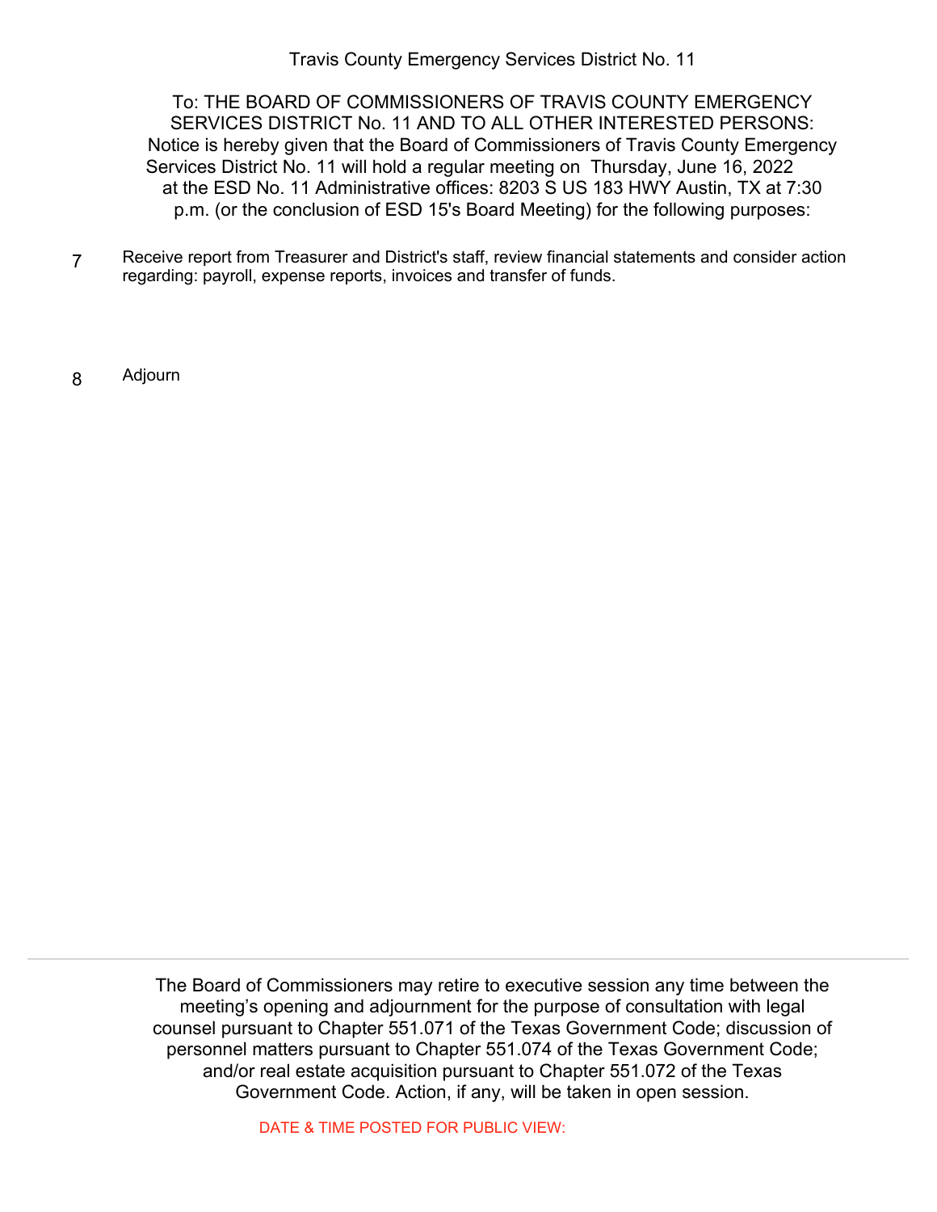Travis County Emergency Services District No. 11

To: THE BOARD OF COMMISSIONERS OF TRAVIS COUNTY EMERGENCY SERVICES DISTRICT No. 11 AND TO ALL OTHER INTERESTED PERSONS: Notice is hereby given that the Board of Commissioners of Travis County Emergency Services District No. 11 will hold a regular meeting on Thursday, June 16, 2022 at the ESD No. 11 Administrative offices: 8203 S US 183 HWY Austin, TX at 7:30 p.m. (or the conclusion of ESD 15's Board Meeting) for the following purposes:

7 Receive report from Treasurer and District's staff, review financial statements and consider action regarding: payroll, expense reports, invoices and transfer of funds.

8 Adjourn

---

The Board of Commissioners may retire to executive session any time between the meeting's opening and adjournment for the purpose of consultation with legal counsel pursuant to Chapter 551.071 of the Texas Government Code; discussion of personnel matters pursuant to Chapter 551.074 of the Texas Government Code; and/or real estate acquisition pursuant to Chapter 551.072 of the Texas Government Code. Action, if any, will be taken in open session.

DATE & TIME POSTED FOR PUBLIC VIEW: